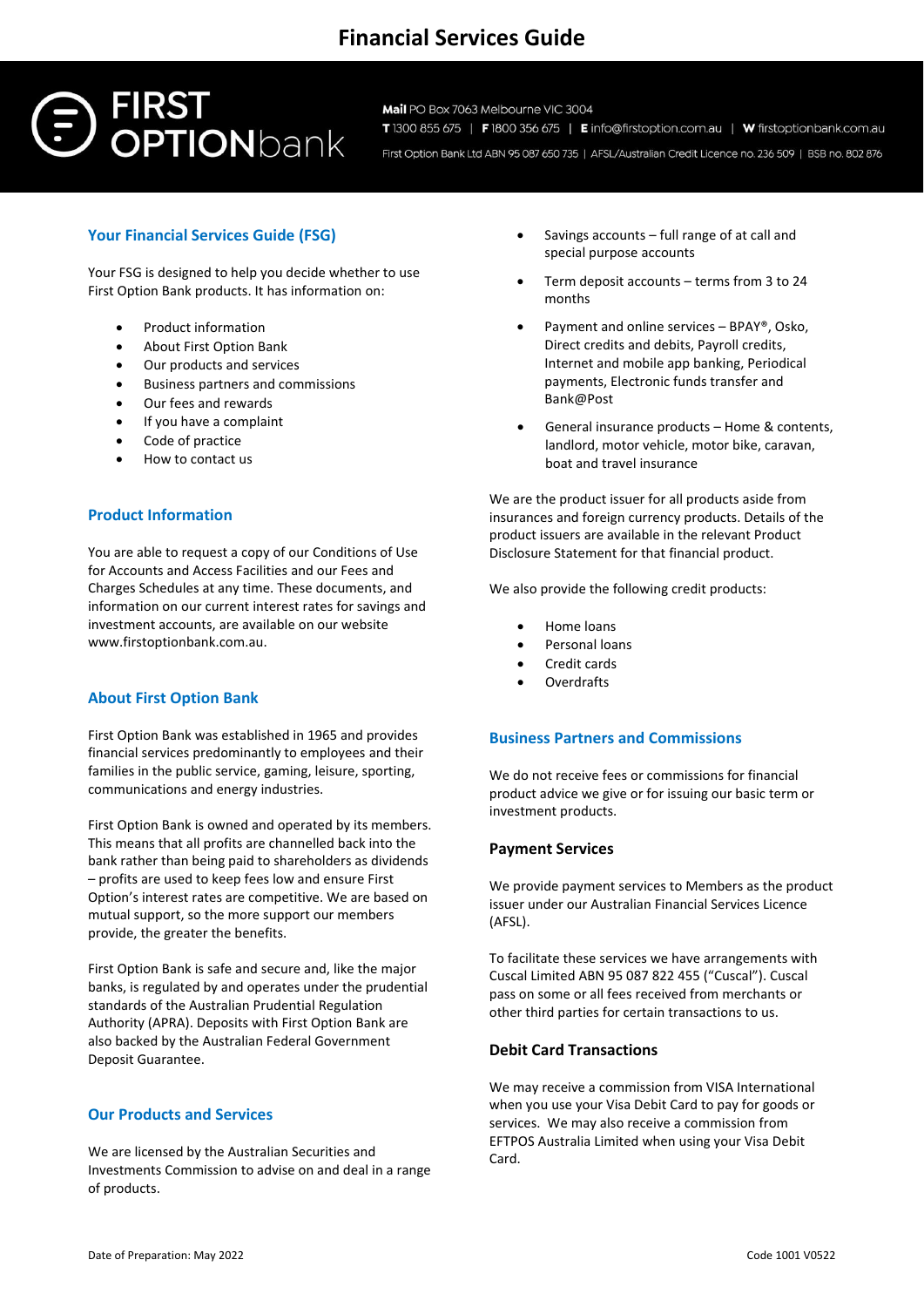# Financial Services Guide

**FIRST OPTIONbank**

**Mail** PO Box 7063 Melbourne VIC 3004
**T** 1300 855 675 | **F** 1800 356 675 | **E** info@firstoption.com.au | **W** firstoptionbank.com.au
First Option Bank Ltd ABN 95 087 650 735 | AFSL/Australian Credit Licence no. 236 509 | BSB no. 802 876

## Your Financial Services Guide (FSG)

Your FSG is designed to help you decide whether to use First Option Bank products. It has information on:

- Product information
- About First Option Bank
- Our products and services
- Business partners and commissions
- Our fees and rewards
- If you have a complaint
- Code of practice
- How to contact us

## Product Information

You are able to request a copy of our Conditions of Use for Accounts and Access Facilities and our Fees and Charges Schedules at any time. These documents, and information on our current interest rates for savings and investment accounts, are available on our website www.firstoptionbank.com.au.

## About First Option Bank

First Option Bank was established in 1965 and provides financial services predominantly to employees and their families in the public service, gaming, leisure, sporting, communications and energy industries.

First Option Bank is owned and operated by its members. This means that all profits are channelled back into the bank rather than being paid to shareholders as dividends – profits are used to keep fees low and ensure First Option's interest rates are competitive. We are based on mutual support, so the more support our members provide, the greater the benefits.

First Option Bank is safe and secure and, like the major banks, is regulated by and operates under the prudential standards of the Australian Prudential Regulation Authority (APRA). Deposits with First Option Bank are also backed by the Australian Federal Government Deposit Guarantee.

## Our Products and Services

We are licensed by the Australian Securities and Investments Commission to advise on and deal in a range of products.

- Savings accounts – full range of at call and special purpose accounts
- Term deposit accounts – terms from 3 to 24 months
- Payment and online services – BPAY®, Osko, Direct credits and debits, Payroll credits, Internet and mobile app banking, Periodical payments, Electronic funds transfer and Bank@Post
- General insurance products – Home & contents, landlord, motor vehicle, motor bike, caravan, boat and travel insurance

We are the product issuer for all products aside from insurances and foreign currency products. Details of the product issuers are available in the relevant Product Disclosure Statement for that financial product.

We also provide the following credit products:

- Home loans
- Personal loans
- Credit cards
- Overdrafts

## Business Partners and Commissions

We do not receive fees or commissions for financial product advice we give or for issuing our basic term or investment products.

### Payment Services

We provide payment services to Members as the product issuer under our Australian Financial Services Licence (AFSL).

To facilitate these services we have arrangements with Cuscal Limited ABN 95 087 822 455 ("Cuscal"). Cuscal pass on some or all fees received from merchants or other third parties for certain transactions to us.

### Debit Card Transactions

We may receive a commission from VISA International when you use your Visa Debit Card to pay for goods or services. We may also receive a commission from EFTPOS Australia Limited when using your Visa Debit Card.

Date of Preparation: May 2022

Code 1001 V0522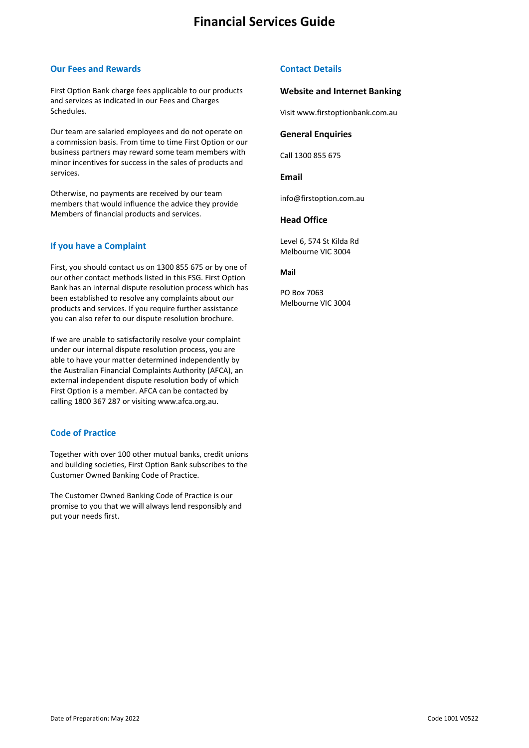# Financial Services Guide

## Our Fees and Rewards

First Option Bank charge fees applicable to our products and services as indicated in our Fees and Charges Schedules.

Our team are salaried employees and do not operate on a commission basis. From time to time First Option or our business partners may reward some team members with minor incentives for success in the sales of products and services.

Otherwise, no payments are received by our team members that would influence the advice they provide Members of financial products and services.

## If you have a Complaint

First, you should contact us on 1300 855 675 or by one of our other contact methods listed in this FSG. First Option Bank has an internal dispute resolution process which has been established to resolve any complaints about our products and services. If you require further assistance you can also refer to our dispute resolution brochure.

If we are unable to satisfactorily resolve your complaint under our internal dispute resolution process, you are able to have your matter determined independently by the Australian Financial Complaints Authority (AFCA), an external independent dispute resolution body of which First Option is a member. AFCA can be contacted by calling 1800 367 287 or visiting www.afca.org.au.

## Code of Practice

Together with over 100 other mutual banks, credit unions and building societies, First Option Bank subscribes to the Customer Owned Banking Code of Practice.

The Customer Owned Banking Code of Practice is our promise to you that we will always lend responsibly and put your needs first.

## Contact Details

### Website and Internet Banking

Visit www.firstoptionbank.com.au

### General Enquiries

Call 1300 855 675

### Email

info@firstoption.com.au

### Head Office

Level 6, 574 St Kilda Rd
Melbourne VIC 3004

#### Mail

PO Box 7063
Melbourne VIC 3004

Date of Preparation: May 2022

Code 1001 V0522